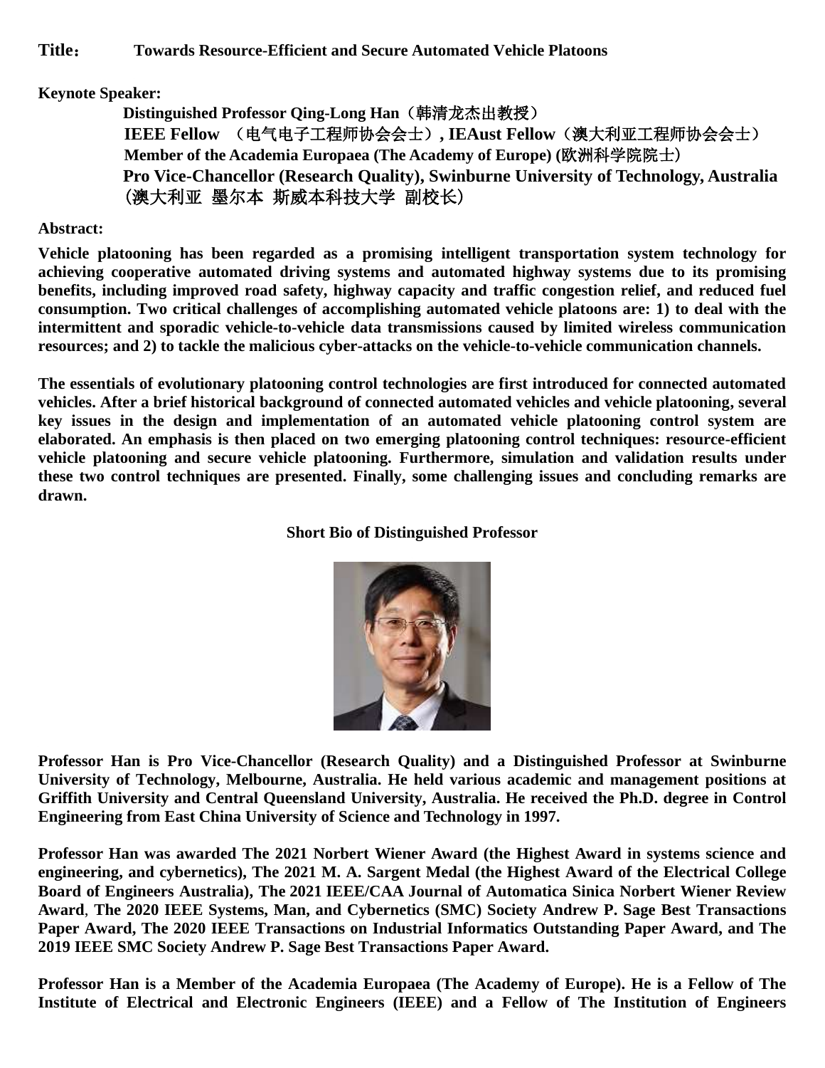**Title：　Towards Resource-Efficient and Secure Automated Vehicle Platoons**

**Keynote Speaker:**

**Distinguished Professor Qing-Long Han**（韩清龙杰出教授）
**IEEE Fellow** （电气电子工程师协会会士）**, IEAust Fellow**（澳大利亚工程师协会会士）
**Member of the Academia Europaea (The Academy of Europe) (**欧洲科学院院士）
**Pro Vice-Chancellor (Research Quality), Swinburne University of Technology, Australia**
（澳大利亚 墨尔本 斯威本科技大学 副校长）

**Abstract:**

**Vehicle platooning has been regarded as a promising intelligent transportation system technology for achieving cooperative automated driving systems and automated highway systems due to its promising benefits, including improved road safety, highway capacity and traffic congestion relief, and reduced fuel consumption. Two critical challenges of accomplishing automated vehicle platoons are: 1) to deal with the intermittent and sporadic vehicle-to-vehicle data transmissions caused by limited wireless communication resources; and 2) to tackle the malicious cyber-attacks on the vehicle-to-vehicle communication channels.**

**The essentials of evolutionary platooning control technologies are first introduced for connected automated vehicles. After a brief historical background of connected automated vehicles and vehicle platooning, several key issues in the design and implementation of an automated vehicle platooning control system are elaborated. An emphasis is then placed on two emerging platooning control techniques: resource-efficient vehicle platooning and secure vehicle platooning. Furthermore, simulation and validation results under these two control techniques are presented. Finally, some challenging issues and concluding remarks are drawn.**

**Short Bio of Distinguished Professor**

**Professor Han is Pro Vice-Chancellor (Research Quality) and a Distinguished Professor at Swinburne University of Technology, Melbourne, Australia. He held various academic and management positions at Griffith University and Central Queensland University, Australia. He received the Ph.D. degree in Control Engineering from East China University of Science and Technology in 1997.**

**Professor Han was awarded The 2021 Norbert Wiener Award (the Highest Award in systems science and engineering, and cybernetics), The 2021 M. A. Sargent Medal (the Highest Award of the Electrical College Board of Engineers Australia), The 2021 IEEE/CAA Journal of Automatica Sinica Norbert Wiener Review Award, The 2020 IEEE Systems, Man, and Cybernetics (SMC) Society Andrew P. Sage Best Transactions Paper Award, The 2020 IEEE Transactions on Industrial Informatics Outstanding Paper Award, and The 2019 IEEE SMC Society Andrew P. Sage Best Transactions Paper Award.**

**Professor Han is a Member of the Academia Europaea (The Academy of Europe). He is a Fellow of The Institute of Electrical and Electronic Engineers (IEEE) and a Fellow of The Institution of Engineers**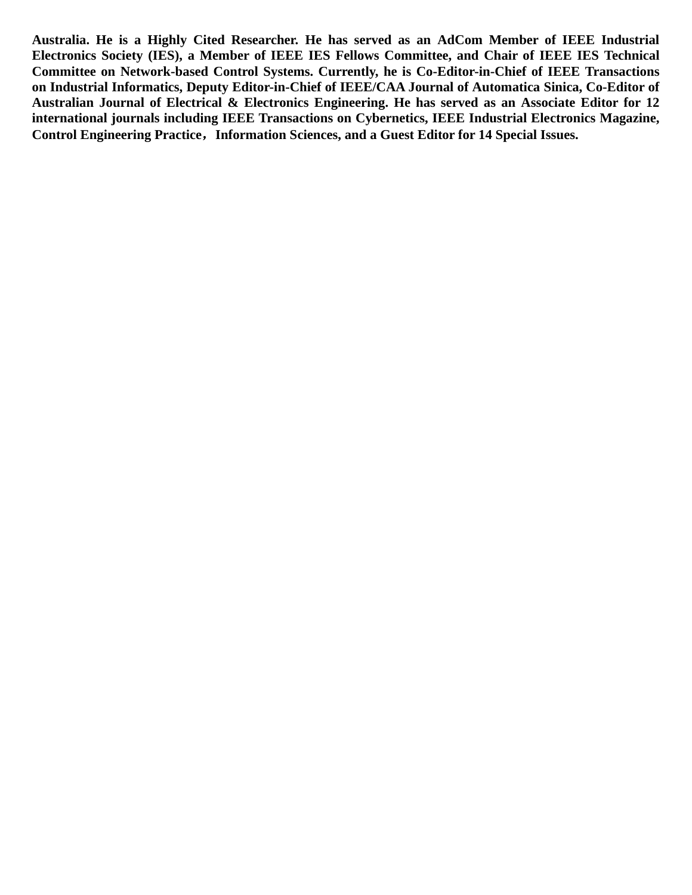**Australia. He is a Highly Cited Researcher. He has served as an AdCom Member of IEEE Industrial Electronics Society (IES), a Member of IEEE IES Fellows Committee, and Chair of IEEE IES Technical Committee on Network-based Control Systems. Currently, he is Co-Editor-in-Chief of IEEE Transactions on Industrial Informatics, Deputy Editor-in-Chief of IEEE/CAA Journal of Automatica Sinica, Co-Editor of Australian Journal of Electrical & Electronics Engineering. He has served as an Associate Editor for 12 international journals including IEEE Transactions on Cybernetics, IEEE Industrial Electronics Magazine, Control Engineering Practice， Information Sciences, and a Guest Editor for 14 Special Issues.**